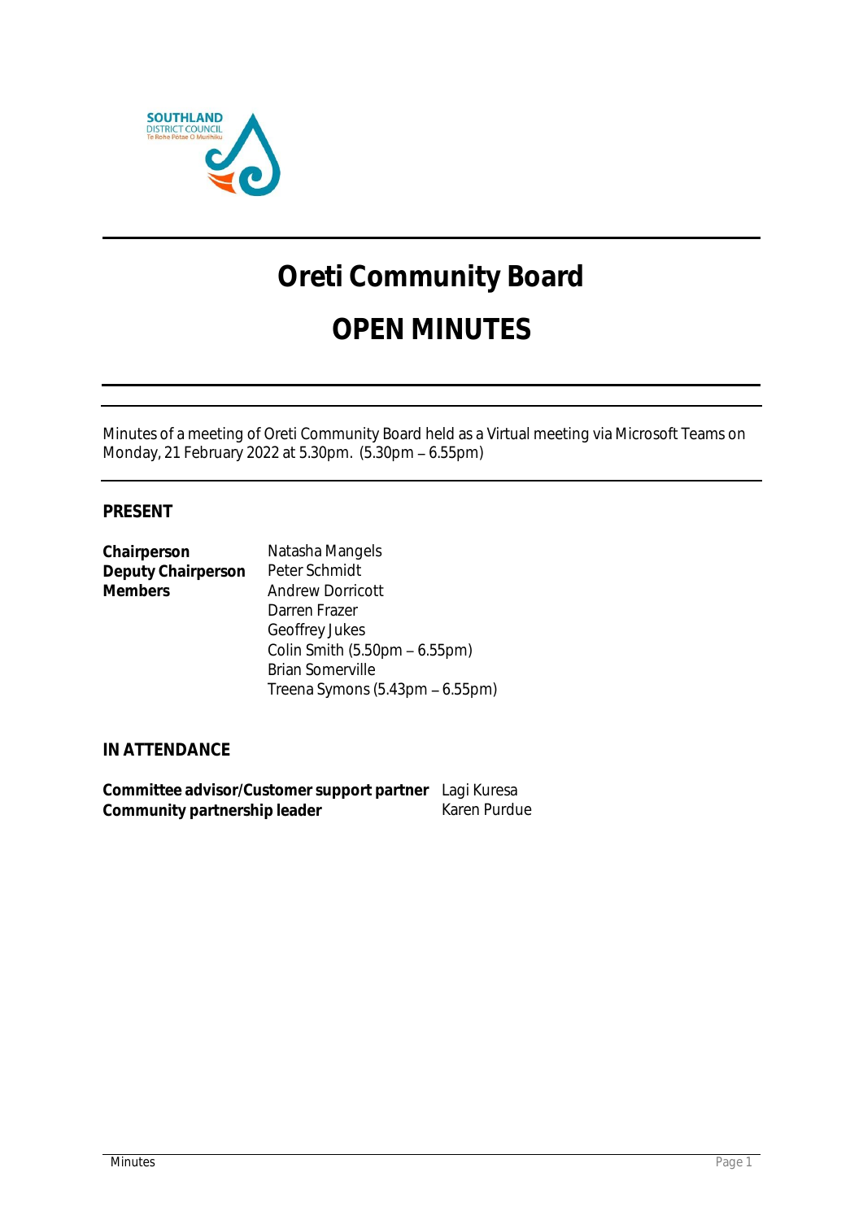# Oreti Community Board

# OPEN MINUTES

Minutes of a meeting of Oreti Community Board held as a Virtual meeting via Microsoft Teams on Monday, 21 February 2022 at 5.30pm. (5.30pm – 6.55pm)

## PRESENT

| | |
|---|---|
| **Chairperson** | Natasha Mangels |
| **Deputy Chairperson** | Peter Schmidt |
| **Members** | Andrew Dorricott |
| | Darren Frazer |
| | Geoffrey Jukes |
| | Colin Smith (5.50pm – 6.55pm) |
| | Brian Somerville |
| | Treena Symons (5.43pm – 6.55pm) |

## IN ATTENDANCE

| | |
|---|---|
| **Committee advisor/Customer support partner** | Lagi Kuresa |
| **Community partnership leader** | Karen Purdue |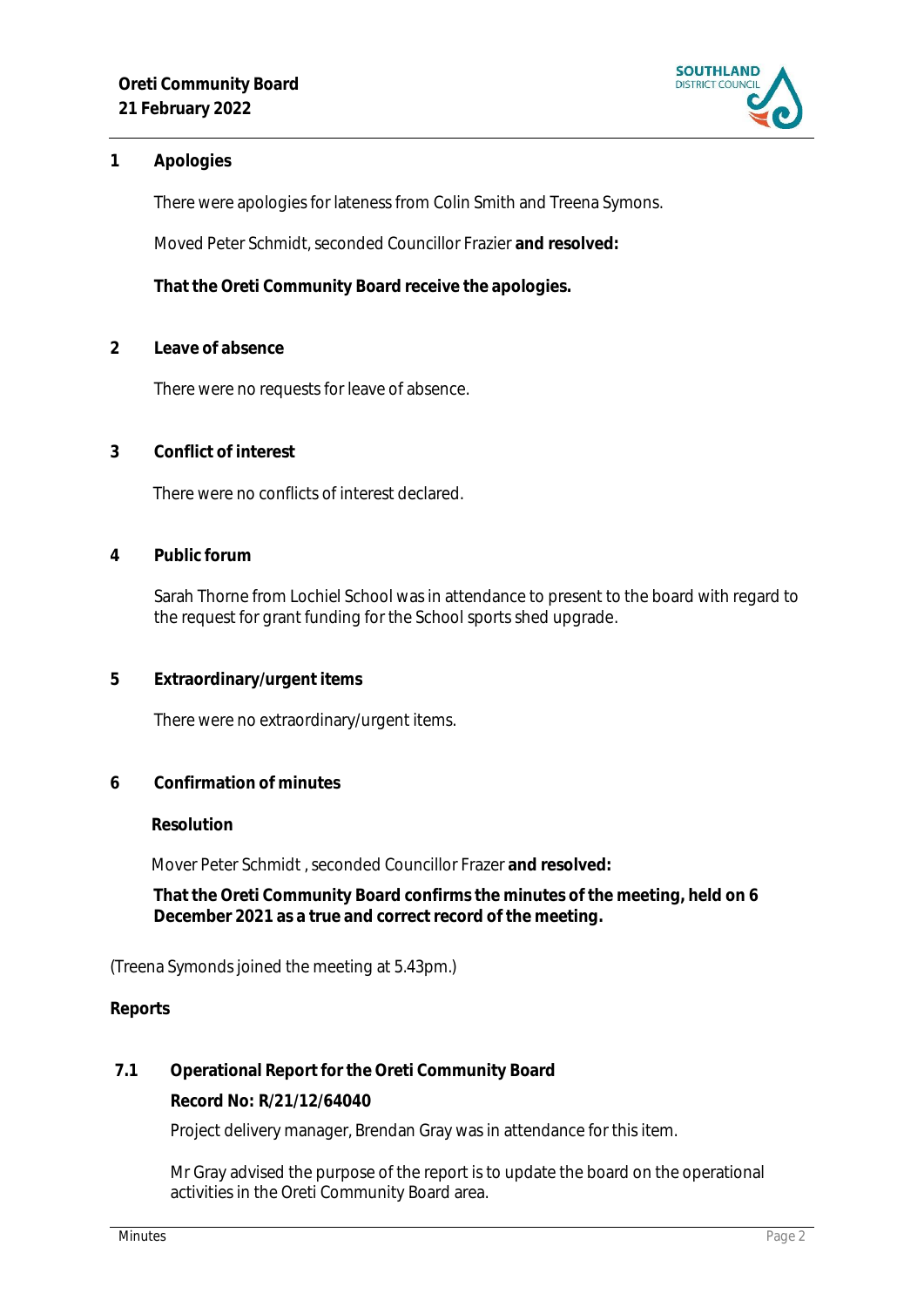## 1 Apologies

There were apologies for lateness from Colin Smith and Treena Symons.

Moved Peter Schmidt, seconded Councillor Frazier **and resolved:**

**That the Oreti Community Board receive the apologies.**

## 2 Leave of absence

There were no requests for leave of absence.

## 3 Conflict of interest

There were no conflicts of interest declared.

## 4 Public forum

Sarah Thorne from Lochiel School was in attendance to present to the board with regard to the request for grant funding for the School sports shed upgrade.

## 5 Extraordinary/urgent items

There were no extraordinary/urgent items.

## 6 Confirmation of minutes

**Resolution**

Mover Peter Schmidt , seconded Councillor Frazer **and resolved:**

**That the Oreti Community Board confirms the minutes of the meeting, held on 6 December 2021 as a true and correct record of the meeting.**

(Treena Symonds joined the meeting at 5.43pm.)

**Reports**

### 7.1 Operational Report for the Oreti Community Board

**Record No: R/21/12/64040**

Project delivery manager, Brendan Gray was in attendance for this item.

Mr Gray advised the purpose of the report is to update the board on the operational activities in the Oreti Community Board area.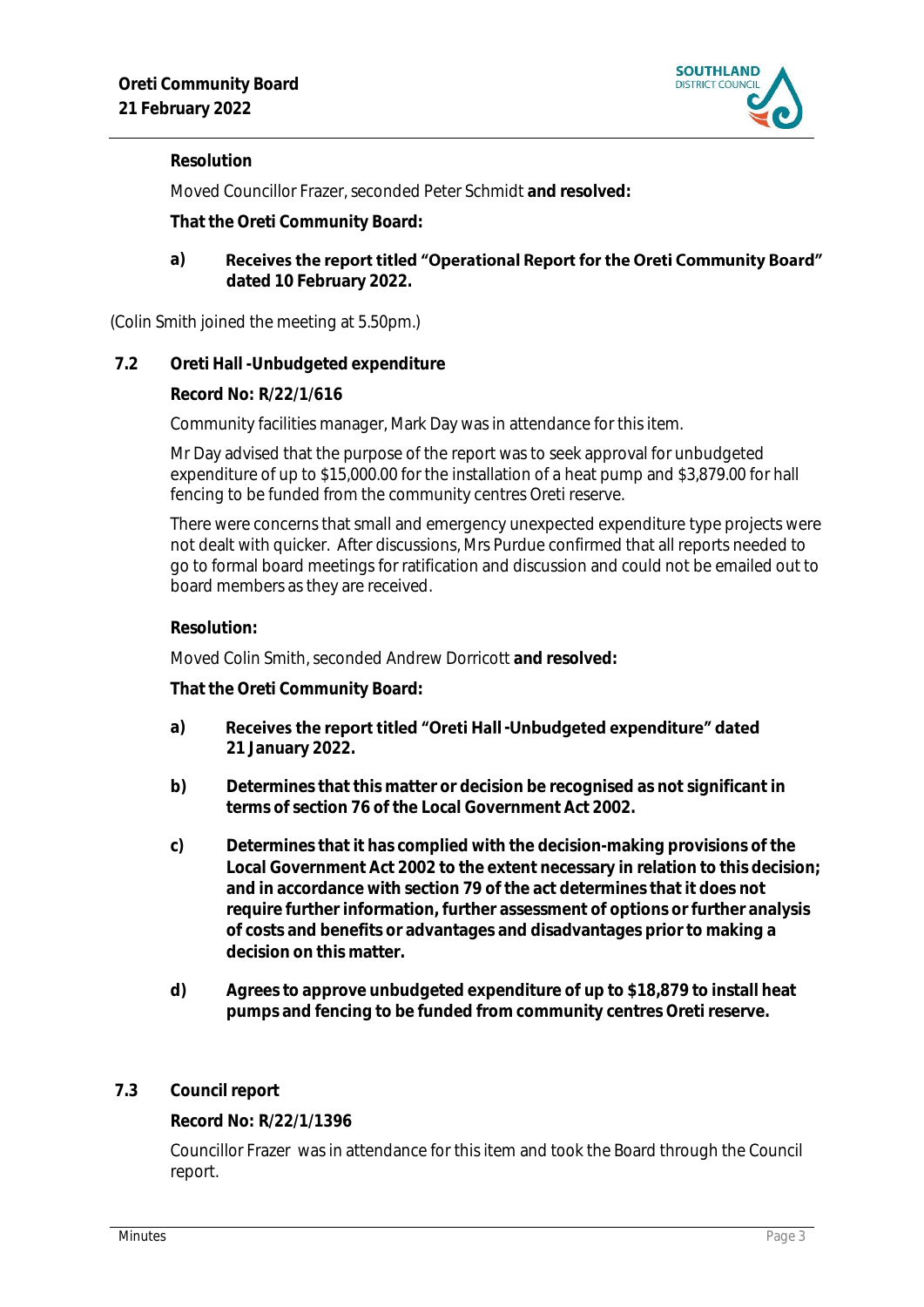**Resolution**

Moved Councillor Frazer, seconded Peter Schmidt **and resolved:**

**That the Oreti Community Board:**

**a)** **Receives the report titled "Operational Report for the Oreti Community Board" dated 10 February 2022.**

(Colin Smith joined the meeting at 5.50pm.)

## 7.2 Oreti Hall -Unbudgeted expenditure

**Record No: R/22/1/616**

Community facilities manager, Mark Day was in attendance for this item.

Mr Day advised that the purpose of the report was to seek approval for unbudgeted expenditure of up to $15,000.00 for the installation of a heat pump and $3,879.00 for hall fencing to be funded from the community centres Oreti reserve.

There were concerns that small and emergency unexpected expenditure type projects were not dealt with quicker. After discussions, Mrs Purdue confirmed that all reports needed to go to formal board meetings for ratification and discussion and could not be emailed out to board members as they are received.

**Resolution:**

Moved Colin Smith, seconded Andrew Dorricott **and resolved:**

**That the Oreti Community Board:**

**a)** **Receives the report titled "Oreti Hall -Unbudgeted expenditure" dated 21 January 2022.**

**b)** **Determines that this matter or decision be recognised as not significant in terms of section 76 of the Local Government Act 2002.**

**c)** **Determines that it has complied with the decision-making provisions of the Local Government Act 2002 to the extent necessary in relation to this decision; and in accordance with section 79 of the act determines that it does not require further information, further assessment of options or further analysis of costs and benefits or advantages and disadvantages prior to making a decision on this matter.**

**d)** **Agrees to approve unbudgeted expenditure of up to $18,879 to install heat pumps and fencing to be funded from community centres Oreti reserve.**

## 7.3 Council report

**Record No: R/22/1/1396**

Councillor Frazer was in attendance for this item and took the Board through the Council report.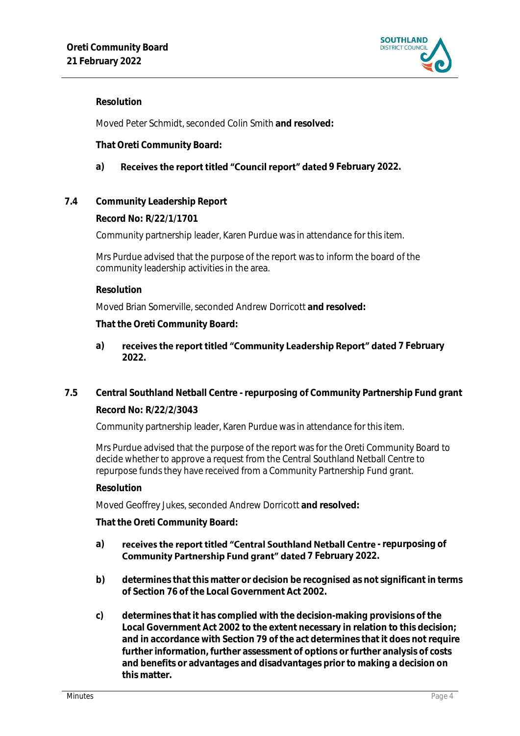**Resolution**

Moved Peter Schmidt, seconded Colin Smith **and resolved:**

**That Oreti Community Board:**

**a) Receives the report titled "Council report" dated 9 February 2022.**

### 7.4 Community Leadership Report

**Record No: R/22/1/1701**

Community partnership leader, Karen Purdue was in attendance for this item.

Mrs Purdue advised that the purpose of the report was to inform the board of the community leadership activities in the area.

**Resolution**

Moved Brian Somerville, seconded Andrew Dorricott **and resolved:**

**That the Oreti Community Board:**

**a) receives the report titled "Community Leadership Report" dated 7 February 2022.**

### 7.5 Central Southland Netball Centre - repurposing of Community Partnership Fund grant

**Record No: R/22/2/3043**

Community partnership leader, Karen Purdue was in attendance for this item.

Mrs Purdue advised that the purpose of the report was for the Oreti Community Board to decide whether to approve a request from the Central Southland Netball Centre to repurpose funds they have received from a Community Partnership Fund grant.

**Resolution**

Moved Geoffrey Jukes, seconded Andrew Dorricott **and resolved:**

**That the Oreti Community Board:**

**a) receives the report titled "Central Southland Netball Centre - repurposing of Community Partnership Fund grant" dated 7 February 2022.**

**b) determines that this matter or decision be recognised as not significant in terms of Section 76 of the Local Government Act 2002.**

**c) determines that it has complied with the decision-making provisions of the Local Government Act 2002 to the extent necessary in relation to this decision; and in accordance with Section 79 of the act determines that it does not require further information, further assessment of options or further analysis of costs and benefits or advantages and disadvantages prior to making a decision on this matter.**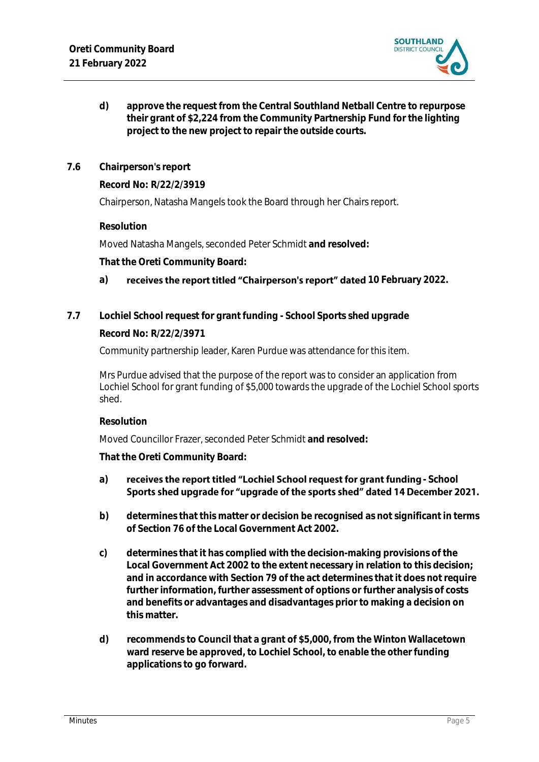d) **approve the request from the Central Southland Netball Centre to repurpose their grant of $2,224 from the Community Partnership Fund for the lighting project to the new project to repair the outside courts.**

### 7.6 Chairperson's report

**Record No: R/22/2/3919**

Chairperson, Natasha Mangels took the Board through her Chairs report.

**Resolution**

Moved Natasha Mangels, seconded Peter Schmidt **and resolved:**

**That the Oreti Community Board:**

a) **receives the report titled "Chairperson's report" dated 10 February 2022.**

### 7.7 Lochiel School request for grant funding - School Sports shed upgrade

**Record No: R/22/2/3971**

Community partnership leader, Karen Purdue was attendance for this item.

Mrs Purdue advised that the purpose of the report was to consider an application from Lochiel School for grant funding of $5,000 towards the upgrade of the Lochiel School sports shed.

**Resolution**

Moved Councillor Frazer, seconded Peter Schmidt **and resolved:**

**That the Oreti Community Board:**

a) **receives the report titled "Lochiel School request for grant funding - School Sports shed upgrade for "upgrade of the sports shed" dated 14 December 2021.**

b) **determines that this matter or decision be recognised as not significant in terms of Section 76 of the Local Government Act 2002.**

c) **determines that it has complied with the decision-making provisions of the Local Government Act 2002 to the extent necessary in relation to this decision; and in accordance with Section 79 of the act determines that it does not require further information, further assessment of options or further analysis of costs and benefits or advantages and disadvantages prior to making a decision on this matter.**

d) **recommends to Council that a grant of $5,000, from the Winton Wallacetown ward reserve be approved, to Lochiel School, to enable the other funding applications to go forward.**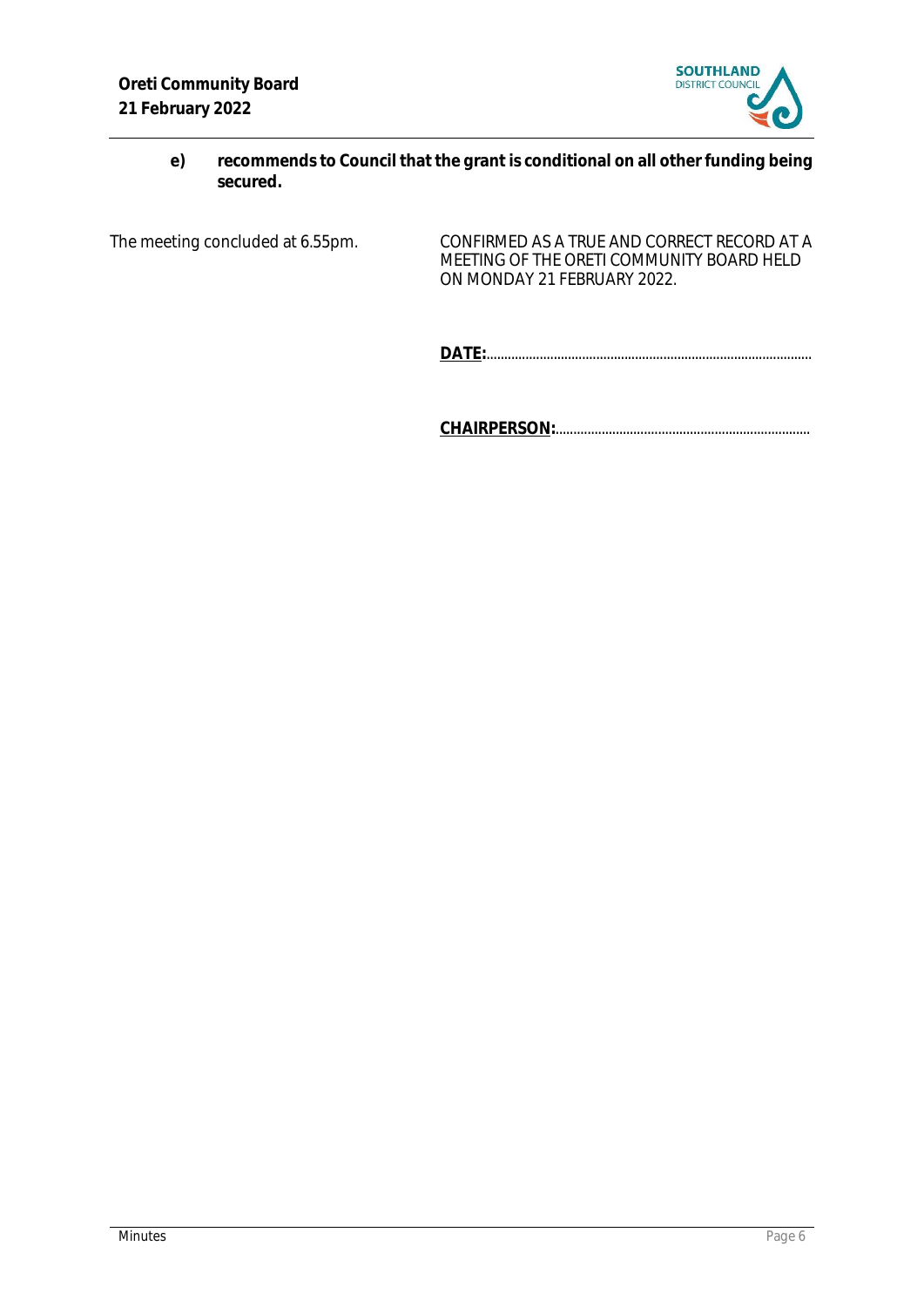**e) recommends to Council that the grant is conditional on all other funding being secured.**

The meeting concluded at 6.55pm.

CONFIRMED AS A TRUE AND CORRECT RECORD AT A MEETING OF THE ORETI COMMUNITY BOARD HELD ON MONDAY 21 FEBRUARY 2022.

**DATE:**...........................................................................................

**CHAIRPERSON:**.......................................................................